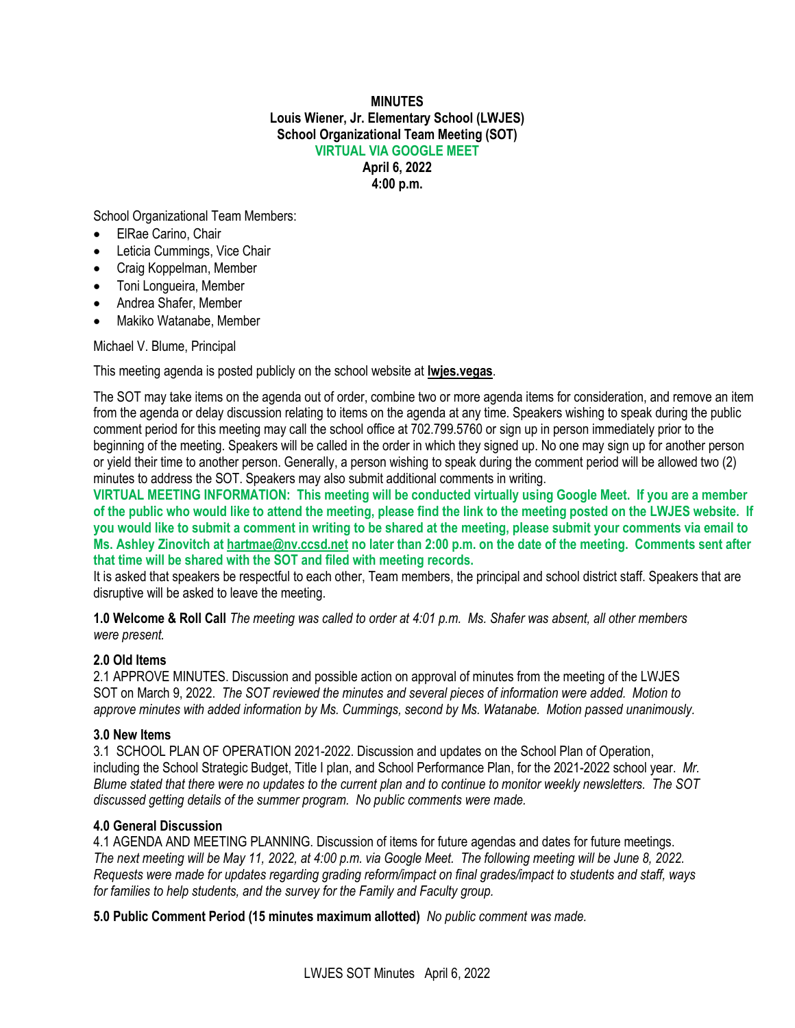**MINUTES**
**Louis Wiener, Jr. Elementary School (LWJES)**
**School Organizational Team Meeting (SOT)**
**VIRTUAL VIA GOOGLE MEET**
**April 6, 2022**
**4:00 p.m.**

School Organizational Team Members:

- ElRae Carino, Chair
- Leticia Cummings, Vice Chair
- Craig Koppelman, Member
- Toni Longueira, Member
- Andrea Shafer, Member
- Makiko Watanabe, Member

Michael V. Blume, Principal

This meeting agenda is posted publicly on the school website at **lwjes.vegas**.

The SOT may take items on the agenda out of order, combine two or more agenda items for consideration, and remove an item from the agenda or delay discussion relating to items on the agenda at any time. Speakers wishing to speak during the public comment period for this meeting may call the school office at 702.799.5760 or sign up in person immediately prior to the beginning of the meeting. Speakers will be called in the order in which they signed up. No one may sign up for another person or yield their time to another person. Generally, a person wishing to speak during the comment period will be allowed two (2) minutes to address the SOT. Speakers may also submit additional comments in writing.

**VIRTUAL MEETING INFORMATION: This meeting will be conducted virtually using Google Meet. If you are a member of the public who would like to attend the meeting, please find the link to the meeting posted on the LWJES website. If you would like to submit a comment in writing to be shared at the meeting, please submit your comments via email to Ms. Ashley Zinovitch at hartmae@nv.ccsd.net no later than 2:00 p.m. on the date of the meeting. Comments sent after that time will be shared with the SOT and filed with meeting records.**

It is asked that speakers be respectful to each other, Team members, the principal and school district staff. Speakers that are disruptive will be asked to leave the meeting.

**1.0 Welcome & Roll Call** *The meeting was called to order at 4:01 p.m. Ms. Shafer was absent, all other members were present.*

**2.0 Old Items**

2.1 APPROVE MINUTES. Discussion and possible action on approval of minutes from the meeting of the LWJES SOT on March 9, 2022. *The SOT reviewed the minutes and several pieces of information were added. Motion to approve minutes with added information by Ms. Cummings, second by Ms. Watanabe. Motion passed unanimously.*

**3.0 New Items**

3.1 SCHOOL PLAN OF OPERATION 2021-2022. Discussion and updates on the School Plan of Operation, including the School Strategic Budget, Title I plan, and School Performance Plan, for the 2021-2022 school year. *Mr. Blume stated that there were no updates to the current plan and to continue to monitor weekly newsletters. The SOT discussed getting details of the summer program. No public comments were made.*

**4.0 General Discussion**

4.1 AGENDA AND MEETING PLANNING. Discussion of items for future agendas and dates for future meetings. *The next meeting will be May 11, 2022, at 4:00 p.m. via Google Meet. The following meeting will be June 8, 2022. Requests were made for updates regarding grading reform/impact on final grades/impact to students and staff, ways for families to help students, and the survey for the Family and Faculty group.*

**5.0 Public Comment Period (15 minutes maximum allotted)** *No public comment was made.*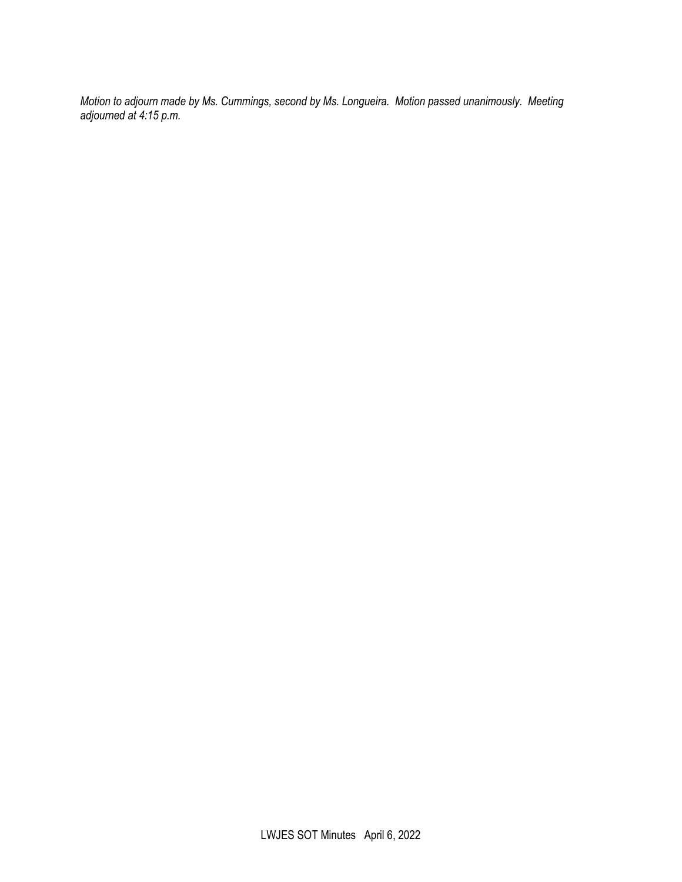*Motion to adjourn made by Ms. Cummings, second by Ms. Longueira. Motion passed unanimously. Meeting adjourned at 4:15 p.m.*